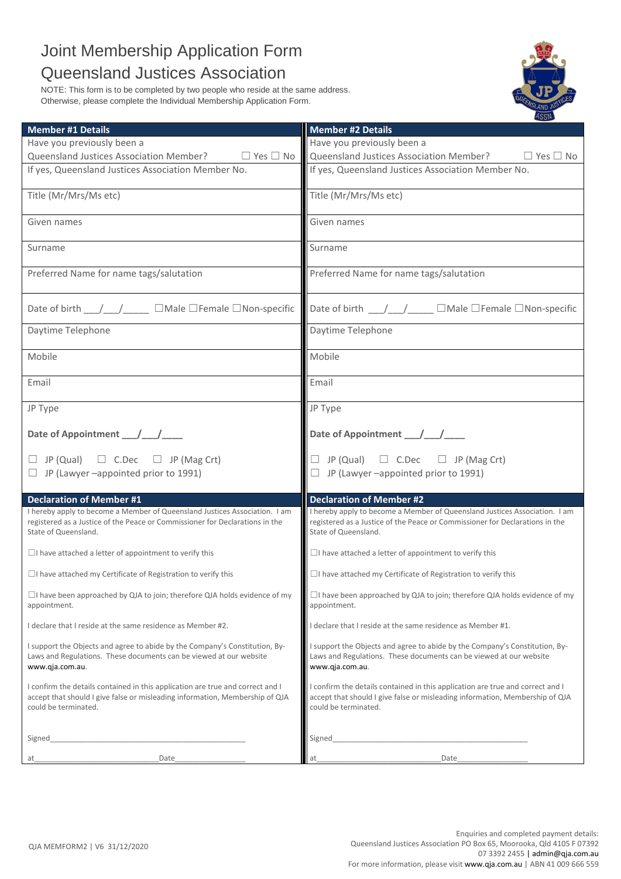# Joint Membership Application Form

# Queensland Justices Association

NOTE: This form is to be completed by two people who reside at the same address. Otherwise, please complete the Individual Membership Application Form.

| Member #1 Details | Member #2 Details |
|---|---|
| Have you previously been a Queensland Justices Association Member? ☐ Yes ☐ No | Have you previously been a Queensland Justices Association Member? ☐ Yes ☐ No |
| If yes, Queensland Justices Association Member No. | If yes, Queensland Justices Association Member No. |
| Title (Mr/Mrs/Ms etc) | Title (Mr/Mrs/Ms etc) |
| Given names | Given names |
| Surname | Surname |
| Preferred Name for name tags/salutation | Preferred Name for name tags/salutation |
| Date of birth \_\_\_/\_\_\_/\_\_\_\_\_ ☐Male ☐Female ☐Non-specific | Date of birth \_\_\_/\_\_\_/\_\_\_\_\_ ☐Male ☐Female ☐Non-specific |
| Daytime Telephone | Daytime Telephone |
| Mobile | Mobile |
| Email | Email |
| JP Type<br><br>**Date of Appointment \_\_\_/\_\_\_/\_\_\_\_**<br><br>☐ JP (Qual) ☐ C.Dec ☐ JP (Mag Crt)<br>☐ JP (Lawyer –appointed prior to 1991) | JP Type<br><br>**Date of Appointment \_\_\_/\_\_\_/\_\_\_\_**<br><br>☐ JP (Qual) ☐ C.Dec ☐ JP (Mag Crt)<br>☐ JP (Lawyer –appointed prior to 1991) |

| Declaration of Member #1 | Declaration of Member #2 |
|---|---|
| I hereby apply to become a Member of Queensland Justices Association. I am registered as a Justice of the Peace or Commissioner for Declarations in the State of Queensland. | I hereby apply to become a Member of Queensland Justices Association. I am registered as a Justice of the Peace or Commissioner for Declarations in the State of Queensland. |
| ☐I have attached a letter of appointment to verify this | ☐I have attached a letter of appointment to verify this |
| ☐I have attached my Certificate of Registration to verify this | ☐I have attached my Certificate of Registration to verify this |
| ☐I have been approached by QJA to join; therefore QJA holds evidence of my appointment. | ☐I have been approached by QJA to join; therefore QJA holds evidence of my appointment. |
| I declare that I reside at the same residence as Member #2. | I declare that I reside at the same residence as Member #1. |
| I support the Objects and agree to abide by the Company's Constitution, By-Laws and Regulations. These documents can be viewed at our website www.qja.com.au. | I support the Objects and agree to abide by the Company's Constitution, By-Laws and Regulations. These documents can be viewed at our website www.qja.com.au. |
| I confirm the details contained in this application are true and correct and I accept that should I give false or misleading information, Membership of QJA could be terminated. | I confirm the details contained in this application are true and correct and I accept that should I give false or misleading information, Membership of QJA could be terminated. |
| Signed\_\_\_\_\_\_\_\_\_\_\_\_\_\_\_\_\_\_\_\_\_\_\_\_\_\_\_\_\_\_\_\_\_\_\_\_\_\_\_\_\_\_\_\_ | Signed\_\_\_\_\_\_\_\_\_\_\_\_\_\_\_\_\_\_\_\_\_\_\_\_\_\_\_\_\_\_\_\_\_\_\_\_\_\_\_\_\_\_\_\_ |
| at\_\_\_\_\_\_\_\_\_\_\_\_\_\_\_\_\_\_\_\_\_\_\_\_\_\_\_\_Date\_\_\_\_\_\_\_\_\_\_\_\_\_\_\_\_ | at\_\_\_\_\_\_\_\_\_\_\_\_\_\_\_\_\_\_\_\_\_\_\_\_\_\_\_\_Date\_\_\_\_\_\_\_\_\_\_\_\_\_\_\_\_ |

QJA MEMFORM2 | V6 31/12/2020

Enquiries and completed payment details:
Queensland Justices Association PO Box 65, Moorooka, Qld 4105 F 07392
07 3392 2455 | admin@qja.com.au
For more information, please visit www.qja.com.au | ABN 41 009 666 559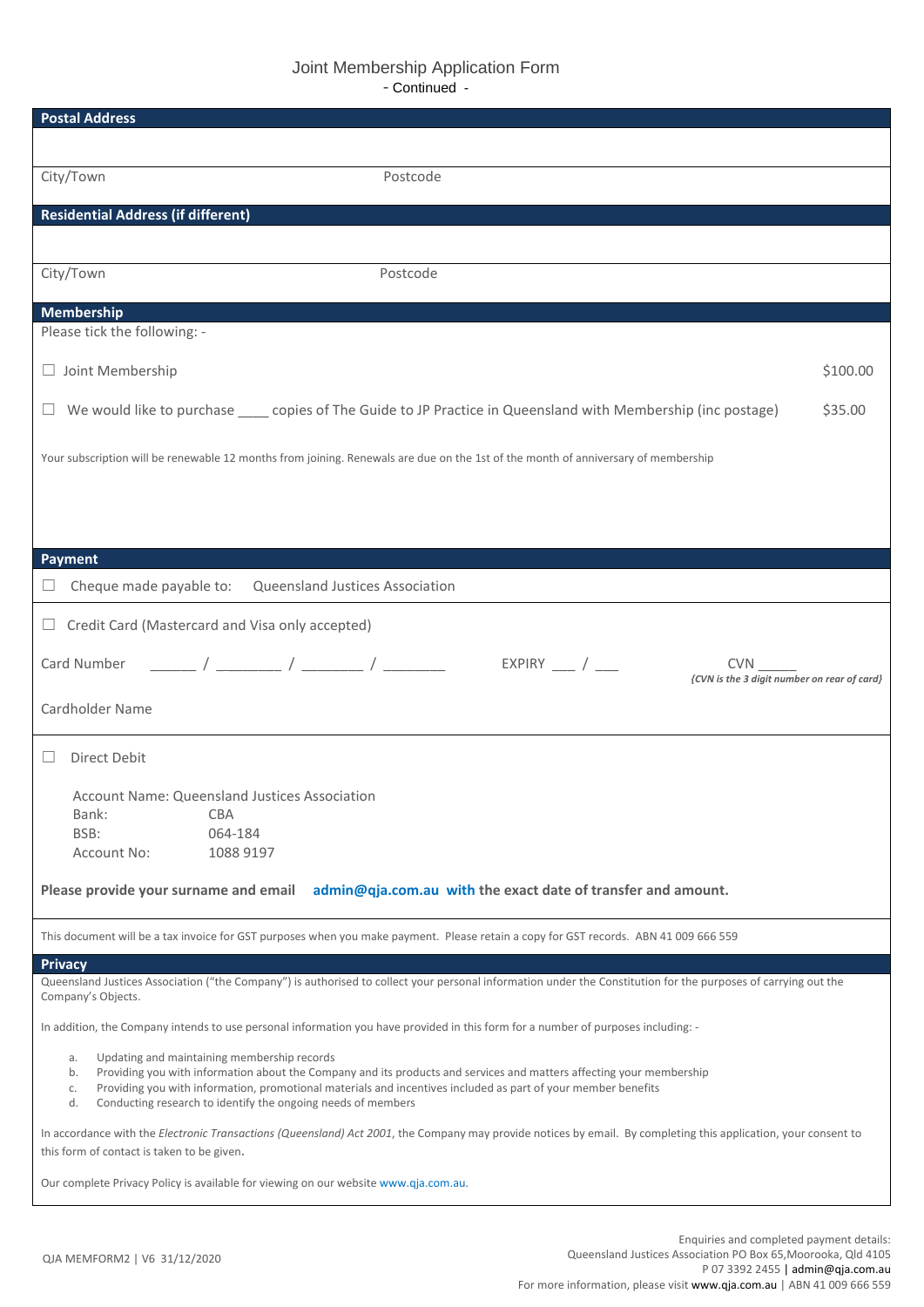# Joint Membership Application Form

- Continued -

## Postal Address

City/Town Postcode

## Residential Address (if different)

City/Town Postcode

## Membership

Please tick the following: -

☐ Joint Membership $100.00

☐ We would like to purchase ____ copies of The Guide to JP Practice in Queensland with Membership (inc postage) $35.00

Your subscription will be renewable 12 months from joining. Renewals are due on the 1st of the month of anniversary of membership

## Payment

☐ Cheque made payable to: Queensland Justices Association

☐ Credit Card (Mastercard and Visa only accepted)

Card Number ______ / ________ / ________ / ________ EXPIRY ___ / ___ CVN _____

*{CVN is the 3 digit number on rear of card}*

Cardholder Name

☐ Direct Debit

Account Name: Queensland Justices Association
Bank: CBA
BSB: 064-184
Account No: 1088 9197

**Please provide your surname and email admin@qja.com.au with the exact date of transfer and amount.**

This document will be a tax invoice for GST purposes when you make payment. Please retain a copy for GST records. ABN 41 009 666 559

## Privacy

Queensland Justices Association ("the Company") is authorised to collect your personal information under the Constitution for the purposes of carrying out the Company's Objects.

In addition, the Company intends to use personal information you have provided in this form for a number of purposes including: -

a. Updating and maintaining membership records
b. Providing you with information about the Company and its products and services and matters affecting your membership
c. Providing you with information, promotional materials and incentives included as part of your member benefits
d. Conducting research to identify the ongoing needs of members

In accordance with the *Electronic Transactions (Queensland) Act 2001*, the Company may provide notices by email. By completing this application, your consent to this form of contact is taken to be given.

Our complete Privacy Policy is available for viewing on our website www.qja.com.au.

QJA MEMFORM2 | V6 31/12/2020

Enquiries and completed payment details:
Queensland Justices Association PO Box 65,Moorooka, Qld 4105
P 07 3392 2455 | admin@qja.com.au
For more information, please visit www.qja.com.au | ABN 41 009 666 559